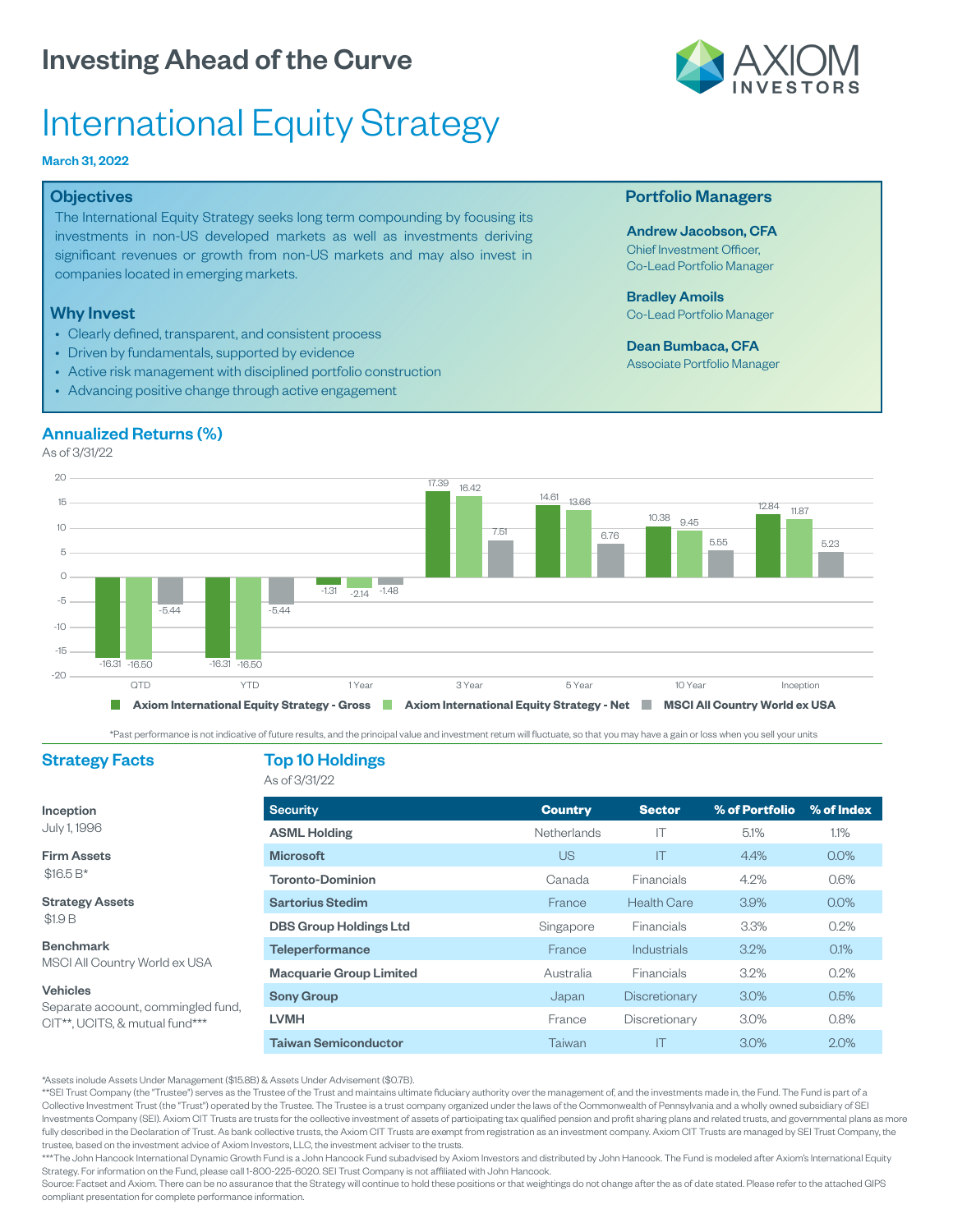# Investing Ahead of the Curve

AXIOM INVESTORS

# International Equity Strategy

**March 31, 2022**

## Objectives

The International Equity Strategy seeks long term compounding by focusing its investments in non-US developed markets as well as investments deriving significant revenues or growth from non-US markets and may also invest in companies located in emerging markets.

## Why Invest

- Clearly defined, transparent, and consistent process
- Driven by fundamentals, supported by evidence
- Active risk management with disciplined portfolio construction
- Advancing positive change through active engagement

## Portfolio Managers

**Andrew Jacobson, CFA**
Chief Investment Officer,
Co-Lead Portfolio Manager

**Bradley Amoils**
Co-Lead Portfolio Manager

**Dean Bumbaca, CFA**
Associate Portfolio Manager

## Annualized Returns (%)

As of 3/31/22

| | QTD | YTD | 1 Year | 3 Year | 5 Year | 10 Year | Inception |
|---|---|---|---|---|---|---|---|
| Axiom International Equity Strategy - Gross | -16.31 | -16.31 | -1.31 | 17.39 | 14.61 | 10.38 | 12.84 |
| Axiom International Equity Strategy - Net | -16.50 | -16.50 | -2.14 | 16.42 | 13.66 | 9.45 | 11.87 |
| MSCI All Country World ex USA | -5.44 | -5.44 | -1.48 | 7.51 | 6.76 | 5.55 | 5.23 |

*Past performance is not indicative of future results, and the principal value and investment return will fluctuate, so that you may have a gain or loss when you sell your units

## Strategy Facts

**Inception**
July 1, 1996

**Firm Assets**
$16.5 B*

**Strategy Assets**
$1.9 B

**Benchmark**
MSCI All Country World ex USA

**Vehicles**
Separate account, commingled fund, CIT**, UCITS, & mutual fund***

## Top 10 Holdings

As of 3/31/22

| Security | Country | Sector | % of Portfolio | % of Index |
|---|---|---|---|---|
| ASML Holding | Netherlands | IT | 5.1% | 1.1% |
| Microsoft | US | IT | 4.4% | 0.0% |
| Toronto-Dominion | Canada | Financials | 4.2% | 0.6% |
| Sartorius Stedim | France | Health Care | 3.9% | 0.0% |
| DBS Group Holdings Ltd | Singapore | Financials | 3.3% | 0.2% |
| Teleperformance | France | Industrials | 3.2% | 0.1% |
| Macquarie Group Limited | Australia | Financials | 3.2% | 0.2% |
| Sony Group | Japan | Discretionary | 3.0% | 0.5% |
| LVMH | France | Discretionary | 3.0% | 0.8% |
| Taiwan Semiconductor | Taiwan | IT | 3.0% | 2.0% |

*Assets include Assets Under Management ($15.8B) & Assets Under Advisement ($0.7B).

**SEI Trust Company (the "Trustee") serves as the Trustee of the Trust and maintains ultimate fiduciary authority over the management of, and the investments made in, the Fund. The Fund is part of a Collective Investment Trust (the "Trust") operated by the Trustee. The Trustee is a trust company organized under the laws of the Commonwealth of Pennsylvania and a wholly owned subsidiary of SEI Investments Company (SEI). Axiom CIT Trusts are trusts for the collective investment of assets of participating tax qualified pension and profit sharing plans and related trusts, and governmental plans as more fully described in the Declaration of Trust. As bank collective trusts, the Axiom CIT Trusts are exempt from registration as an investment company. Axiom CIT Trusts are managed by SEI Trust Company, the trustee, based on the investment advice of Axiom Investors, LLC, the investment adviser to the trusts.

***The John Hancock International Dynamic Growth Fund is a John Hancock Fund subadvised by Axiom Investors and distributed by John Hancock. The Fund is modeled after Axiom's International Equity Strategy. For information on the Fund, please call 1-800-225-6020. SEI Trust Company is not affiliated with John Hancock.

Source: Factset and Axiom. There can be no assurance that the Strategy will continue to hold these positions or that weightings do not change after the as of date stated. Please refer to the attached GIPS compliant presentation for complete performance information.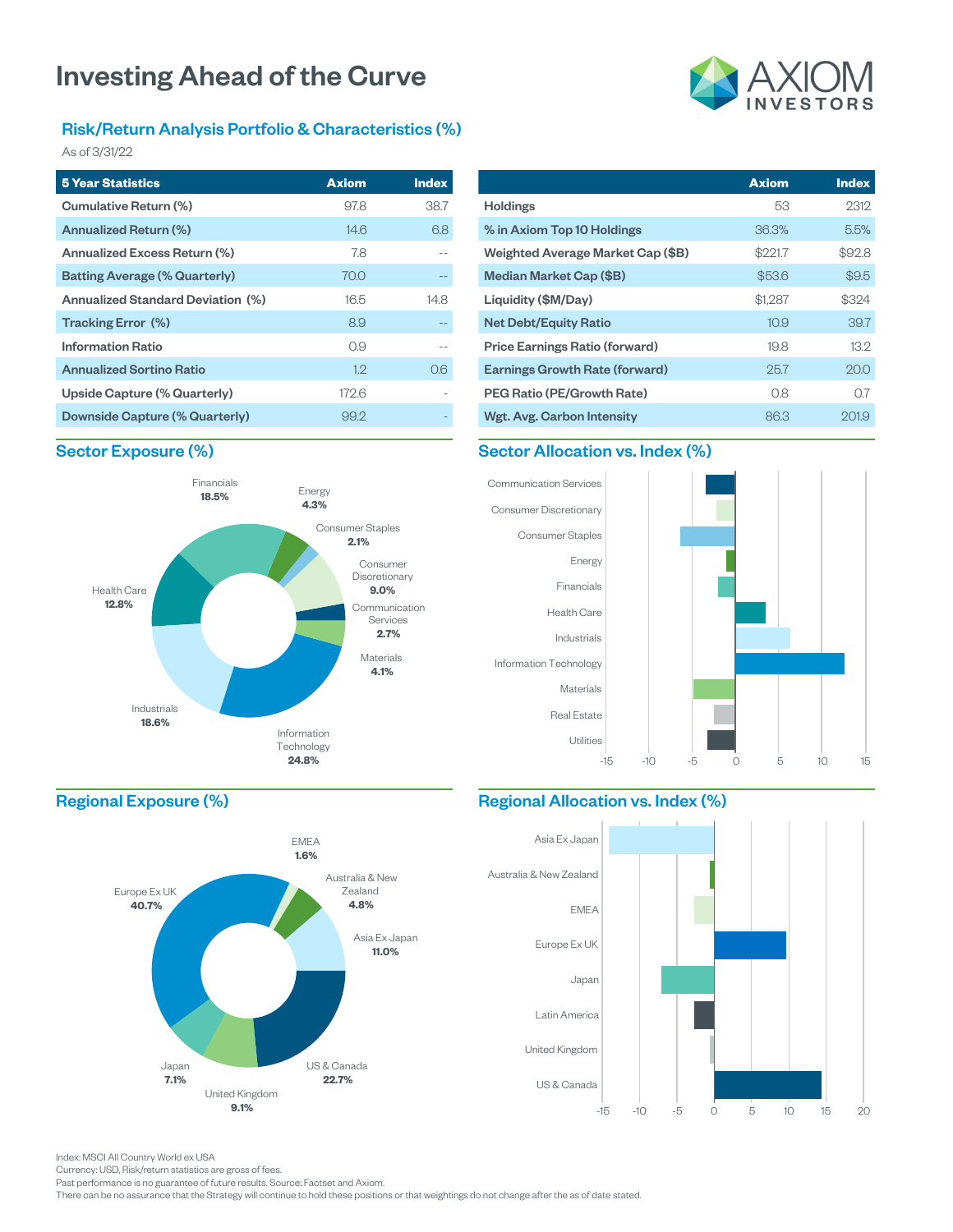# Investing Ahead of the Curve

AXIOM INVESTORS

## Risk/Return Analysis Portfolio & Characteristics (%)

As of 3/31/22

| 5 Year Statistics | Axiom | Index |
| --- | --- | --- |
| Cumulative Return (%) | 97.8 | 38.7 |
| Annualized Return (%) | 14.6 | 6.8 |
| Annualized Excess Return (%) | 7.8 | -- |
| Batting Average (% Quarterly) | 70.0 | -- |
| Annualized Standard Deviation (%) | 16.5 | 14.8 |
| Tracking Error (%) | 8.9 | -- |
| Information Ratio | 0.9 | -- |
| Annualized Sortino Ratio | 1.2 | 0.6 |
| Upside Capture (% Quarterly) | 172.6 | - |
| Downside Capture (% Quarterly) | 99.2 | - |

| | Axiom | Index |
| --- | --- | --- |
| Holdings | 53 | 2312 |
| % in Axiom Top 10 Holdings | 36.3% | 5.5% |
| Weighted Average Market Cap ($B) | $221.7 | $92.8 |
| Median Market Cap ($B) | $53.6 | $9.5 |
| Liquidity ($M/Day) | $1,287 | $324 |
| Net Debt/Equity Ratio | 10.9 | 39.7 |
| Price Earnings Ratio (forward) | 19.8 | 13.2 |
| Earnings Growth Rate (forward) | 25.7 | 20.0 |
| PEG Ratio (PE/Growth Rate) | 0.8 | 0.7 |
| Wgt. Avg. Carbon Intensity | 86.3 | 201.9 |

## Sector Exposure (%)

| Sector | % |
| --- | --- |
| Financials | 18.5% |
| Energy | 4.3% |
| Consumer Staples | 2.1% |
| Consumer Discretionary | 9.0% |
| Communication Services | 2.7% |
| Materials | 4.1% |
| Information Technology | 24.8% |
| Industrials | 18.6% |
| Health Care | 12.8% |

## Sector Allocation vs. Index (%)

Communication Services, Consumer Discretionary, Consumer Staples, Energy, Financials, Health Care, Industrials, Information Technology, Materials, Real Estate, Utilities

-15 -10 -5 0 5 10 15

## Regional Exposure (%)

| Region | % |
| --- | --- |
| EMEA | 1.6% |
| Australia & New Zealand | 4.8% |
| Asia Ex Japan | 11.0% |
| US & Canada | 22.7% |
| United Kingdom | 9.1% |
| Japan | 7.1% |
| Europe Ex UK | 40.7% |

## Regional Allocation vs. Index (%)

Asia Ex Japan, Australia & New Zealand, EMEA, Europe Ex UK, Japan, Latin America, United Kingdom, US & Canada

-15 -10 -5 0 5 10 15 20

Index: MSCI All Country World ex USA
Currency: USD, Risk/return statistics are gross of fees.
Past performance is no guarantee of future results. Source: Factset and Axiom.
There can be no assurance that the Strategy will continue to hold these positions or that weightings do not change after the as of date stated.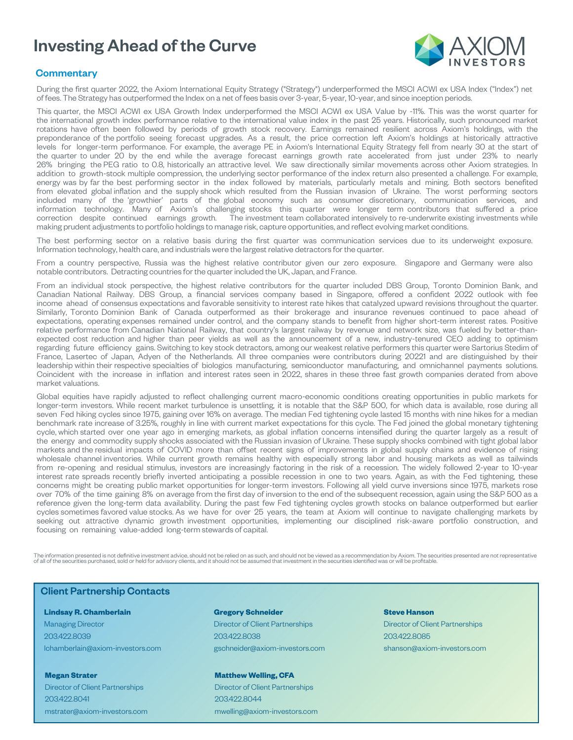# Investing Ahead of the Curve

AXIOM INVESTORS

## Commentary

During the first quarter 2022, the Axiom International Equity Strategy ("Strategy") underperformed the MSCI ACWI ex USA Index ("Index") net of fees. The Strategy has outperformed the Index on a net of fees basis over 3-year, 5-year, 10-year, and since inception periods.

This quarter, the MSCI ACWI ex USA Growth Index underperformed the MSCI ACWI ex USA Value by -11%. This was the worst quarter for the international growth index performance relative to the international value index in the past 25 years. Historically, such pronounced market rotations have often been followed by periods of growth stock recovery. Earnings remained resilient across Axiom's holdings, with the preponderance of the portfolio seeing forecast upgrades. As a result, the price correction left Axiom's holdings at historically attractive levels for longer-term performance. For example, the average PE in Axiom's International Equity Strategy fell from nearly 30 at the start of the quarter to under 20 by the end while the average forecast earnings growth rate accelerated from just under 23% to nearly 26% bringing the PEG ratio to 0.8, historically an attractive level. We saw directionally similar movements across other Axiom strategies. In addition to growth-stock multiple compression, the underlying sector performance of the index return also presented a challenge. For example, energy was by far the best performing sector in the index followed by materials, particularly metals and mining. Both sectors benefited from elevated global inflation and the supply shock which resulted from the Russian invasion of Ukraine. The worst performing sectors included many of the 'growthier' parts of the global economy such as consumer discretionary, communication services, and information technology. Many of Axiom's challenging stocks this quarter were longer term contributors that suffered a price correction despite continued earnings growth. The investment team collaborated intensively to re-underwrite existing investments while making prudent adjustments to portfolio holdings to manage risk, capture opportunities, and reflect evolving market conditions.

The best performing sector on a relative basis during the first quarter was communication services due to its underweight exposure. Information technology, health care, and industrials were the largest relative detractors for the quarter.

From a country perspective, Russia was the highest relative contributor given our zero exposure. Singapore and Germany were also notable contributors. Detracting countries for the quarter included the UK, Japan, and France.

From an individual stock perspective, the highest relative contributors for the quarter included DBS Group, Toronto Dominion Bank, and Canadian National Railway. DBS Group, a financial services company based in Singapore, offered a confident 2022 outlook with fee income ahead of consensus expectations and favorable sensitivity to interest rate hikes that catalyzed upward revisions throughout the quarter. Similarly, Toronto Dominion Bank of Canada outperformed as their brokerage and insurance revenues continued to pace ahead of expectations, operating expenses remained under control, and the company stands to benefit from higher short-term interest rates. Positive relative performance from Canadian National Railway, that country's largest railway by revenue and network size, was fueled by better-than-expected cost reduction and higher than peer yields as well as the announcement of a new, industry-tenured CEO adding to optimism regarding future efficiency gains. Switching to key stock detractors, among our weakest relative performers this quarter were Sartorius Stedim of France, Lasertec of Japan, Adyen of the Netherlands. All three companies were contributors during 20221 and are distinguished by their leadership within their respective specialties of biologics manufacturing, semiconductor manufacturing, and omnichannel payments solutions. Coincident with the increase in inflation and interest rates seen in 2022, shares in these three fast growth companies derated from above market valuations.

Global equities have rapidly adjusted to reflect challenging current macro-economic conditions creating opportunities in public markets for longer-term investors. While recent market turbulence is unsettling, it is notable that the S&P 500, for which data is available, rose during all seven Fed hiking cycles since 1975, gaining over 16% on average. The median Fed tightening cycle lasted 15 months with nine hikes for a median benchmark rate increase of 3.25%, roughly in line with current market expectations for this cycle. The Fed joined the global monetary tightening cycle, which started over one year ago in emerging markets, as global inflation concerns intensified during the quarter largely as a result of the energy and commodity supply shocks associated with the Russian invasion of Ukraine. These supply shocks combined with tight global labor markets and the residual impacts of COVID more than offset recent signs of improvements in global supply chains and evidence of rising wholesale channel inventories. While current growth remains healthy with especially strong labor and housing markets as well as tailwinds from re-opening and residual stimulus, investors are increasingly factoring in the risk of a recession. The widely followed 2-year to 10-year interest rate spreads recently briefly inverted anticipating a possible recession in one to two years. Again, as with the Fed tightening, these concerns might be creating public market opportunities for longer-term investors. Following all yield curve inversions since 1975, markets rose over 70% of the time gaining 8% on average from the first day of inversion to the end of the subsequent recession, again using the S&P 500 as a reference given the long-term data availability. During the past few Fed tightening cycles growth stocks on balance outperformed but earlier cycles sometimes favored value stocks. As we have for over 25 years, the team at Axiom will continue to navigate challenging markets by seeking out attractive dynamic growth investment opportunities, implementing our disciplined risk-aware portfolio construction, and focusing on remaining value-added long-term stewards of capital.

The information presented is not definitive investment advice, should not be relied on as such, and should not be viewed as a recommendation by Axiom. The securities presented are not representative of all of the securities purchased, sold or held for advisory clients, and it should not be assumed that investment in the securities identified was or will be profitable.

## Client Partnership Contacts

**Lindsay R. Chamberlain**
Managing Director
203.422.8039
lchamberlain@axiom-investors.com

**Gregory Schneider**
Director of Client Partnerships
203.422.8038
gschneider@axiom-investors.com

**Steve Hanson**
Director of Client Partnerships
203.422.8085
shanson@axiom-investors.com

**Megan Strater**
Director of Client Partnerships
203.422.8041
mstrater@axiom-investors.com

**Matthew Welling, CFA**
Director of Client Partnerships
203.422.8044
mwelling@axiom-investors.com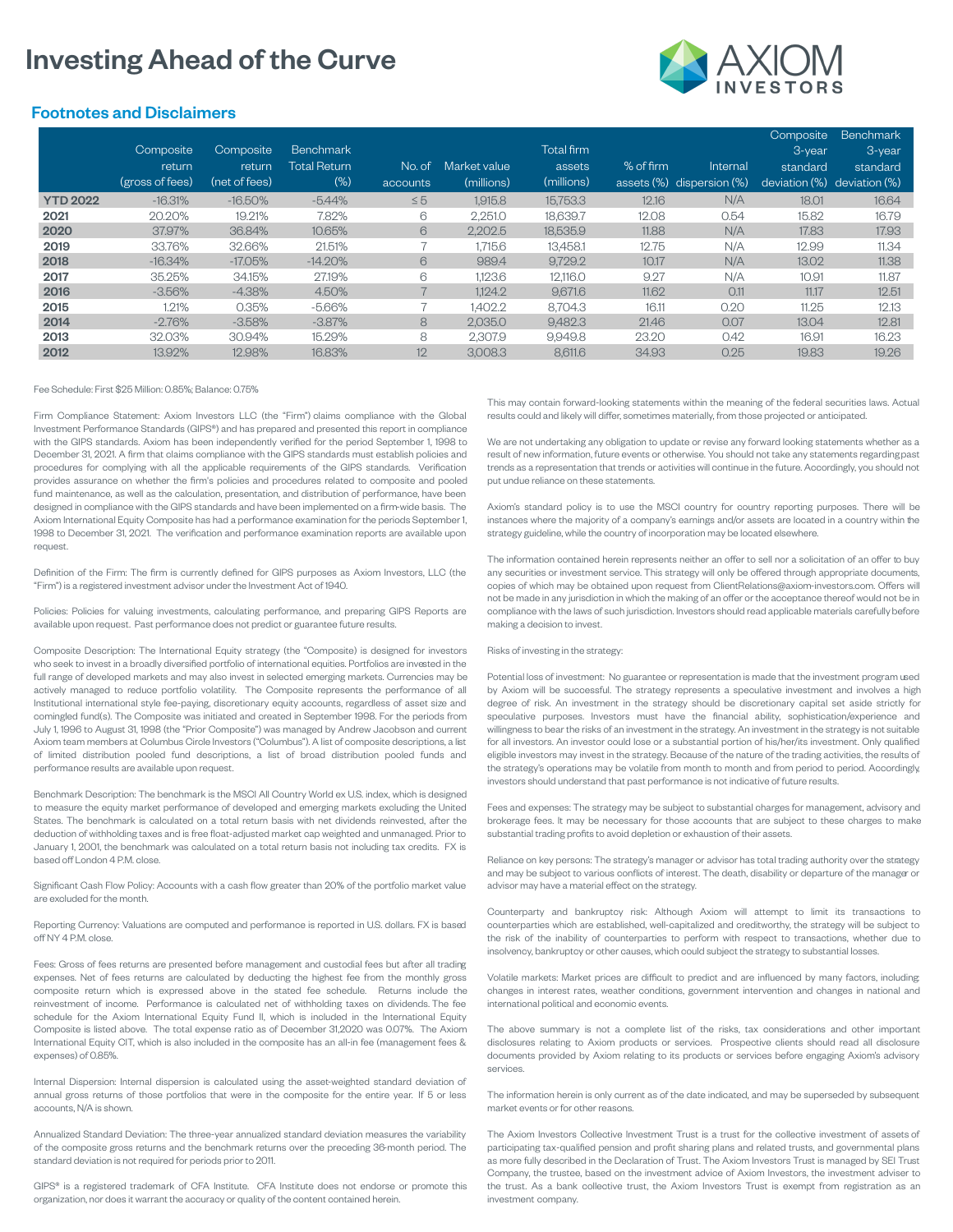# Investing Ahead of the Curve

## Footnotes and Disclaimers

| | Composite return (gross of fees) | Composite return (net of fees) | Benchmark Total Return (%) | No. of accounts | Market value (millions) | Total firm assets (millions) | % of firm assets (%) | Internal dispersion (%) | Composite 3-year standard deviation (%) | Benchmark 3-year standard deviation (%) |
|---|---|---|---|---|---|---|---|---|---|---|
| **YTD 2022** | -16.31% | -16.50% | -5.44% | ≤ 5 | 1,915.8 | 15,753.3 | 12.16 | N/A | 18.01 | 16.64 |
| **2021** | 20.20% | 19.21% | 7.82% | 6 | 2,251.0 | 18,639.7 | 12.08 | 0.54 | 15.82 | 16.79 |
| **2020** | 37.97% | 36.84% | 10.65% | 6 | 2,202.5 | 18,535.9 | 11.88 | N/A | 17.83 | 17.93 |
| **2019** | 33.76% | 32.66% | 21.51% | 7 | 1,715.6 | 13,458.1 | 12.75 | N/A | 12.99 | 11.34 |
| **2018** | -16.34% | -17.05% | -14.20% | 6 | 989.4 | 9,729.2 | 10.17 | N/A | 13.02 | 11.38 |
| **2017** | 35.25% | 34.15% | 27.19% | 6 | 1,123.6 | 12,116.0 | 9.27 | N/A | 10.91 | 11.87 |
| **2016** | -3.56% | -4.38% | 4.50% | 7 | 1,124.2 | 9,671.6 | 11.62 | 0.11 | 11.17 | 12.51 |
| **2015** | 1.21% | 0.35% | -5.66% | 7 | 1,402.2 | 8,704.3 | 16.11 | 0.20 | 11.25 | 12.13 |
| **2014** | -2.76% | -3.58% | -3.87% | 8 | 2,035.0 | 9,482.3 | 21.46 | 0.07 | 13.04 | 12.81 |
| **2013** | 32.03% | 30.94% | 15.29% | 8 | 2,307.9 | 9,949.8 | 23.20 | 0.42 | 16.91 | 16.23 |
| **2012** | 13.92% | 12.98% | 16.83% | 12 | 3,008.3 | 8,611.6 | 34.93 | 0.25 | 19.83 | 19.26 |

Fee Schedule: First $25 Million: 0.85%; Balance: 0.75%

Firm Compliance Statement: Axiom Investors LLC (the "Firm") claims compliance with the Global Investment Performance Standards (GIPS®) and has prepared and presented this report in compliance with the GIPS standards. Axiom has been independently verified for the period September 1, 1998 to December 31, 2021. A firm that claims compliance with the GIPS standards must establish policies and procedures for complying with all the applicable requirements of the GIPS standards. Verification provides assurance on whether the firm's policies and procedures related to composite and pooled fund maintenance, as well as the calculation, presentation, and distribution of performance, have been designed in compliance with the GIPS standards and have been implemented on a firm-wide basis. The Axiom International Equity Composite has had a performance examination for the periods September 1, 1998 to December 31, 2021. The verification and performance examination reports are available upon request.

Definition of the Firm: The firm is currently defined for GIPS purposes as Axiom Investors, LLC (the "Firm") is a registered investment advisor under the Investment Act of 1940.

Policies: Policies for valuing investments, calculating performance, and preparing GIPS Reports are available upon request. Past performance does not predict or guarantee future results.

Composite Description: The International Equity strategy (the "Composite) is designed for investors who seek to invest in a broadly diversified portfolio of international equities. Portfolios are invested in the full range of developed markets and may also invest in selected emerging markets. Currencies may be actively managed to reduce portfolio volatility. The Composite represents the performance of all Institutional international style fee-paying, discretionary equity accounts, regardless of asset size and comingled fund(s). The Composite was initiated and created in September 1998. For the periods from July 1, 1996 to August 31, 1998 (the "Prior Composite") was managed by Andrew Jacobson and current Axiom team members at Columbus Circle Investors ("Columbus"). A list of composite descriptions, a list of limited distribution pooled fund descriptions, a list of broad distribution pooled funds and performance results are available upon request.

Benchmark Description: The benchmark is the MSCI All Country World ex U.S. index, which is designed to measure the equity market performance of developed and emerging markets excluding the United States. The benchmark is calculated on a total return basis with net dividends reinvested, after the deduction of withholding taxes and is free float-adjusted market cap weighted and unmanaged. Prior to January 1, 2001, the benchmark was calculated on a total return basis not including tax credits. FX is based off London 4 P.M. close.

Significant Cash Flow Policy: Accounts with a cash flow greater than 20% of the portfolio market value are excluded for the month.

Reporting Currency: Valuations are computed and performance is reported in U.S. dollars. FX is based off NY 4 P.M. close.

Fees: Gross of fees returns are presented before management and custodial fees but after all trading expenses. Net of fees returns are calculated by deducting the highest fee from the monthly gross composite return which is expressed above in the stated fee schedule. Returns include the reinvestment of income. Performance is calculated net of withholding taxes on dividends. The fee schedule for the Axiom International Equity Fund II, which is included in the International Equity Composite is listed above. The total expense ratio as of December 31,2020 was 0.07%. The Axiom International Equity CIT, which is also included in the composite has an all-in fee (management fees & expenses) of 0.85%.

Internal Dispersion: Internal dispersion is calculated using the asset-weighted standard deviation of annual gross returns of those portfolios that were in the composite for the entire year. If 5 or less accounts, N/A is shown.

Annualized Standard Deviation: The three-year annualized standard deviation measures the variability of the composite gross returns and the benchmark returns over the preceding 36-month period. The standard deviation is not required for periods prior to 2011.

GIPS® is a registered trademark of CFA Institute. CFA Institute does not endorse or promote this organization, nor does it warrant the accuracy or quality of the content contained herein.

This may contain forward-looking statements within the meaning of the federal securities laws. Actual results could and likely will differ, sometimes materially, from those projected or anticipated.

We are not undertaking any obligation to update or revise any forward looking statements whether as a result of new information, future events or otherwise. You should not take any statements regarding past trends as a representation that trends or activities will continue in the future. Accordingly, you should not put undue reliance on these statements.

Axiom's standard policy is to use the MSCI country for country reporting purposes. There will be instances where the majority of a company's earnings and/or assets are located in a country within the strategy guideline, while the country of incorporation may be located elsewhere.

The information contained herein represents neither an offer to sell nor a solicitation of an offer to buy any securities or investment service. This strategy will only be offered through appropriate documents, copies of which may be obtained upon request from ClientRelations@axiom-investors.com. Offers will not be made in any jurisdiction in which the making of an offer or the acceptance thereof would not be in compliance with the laws of such jurisdiction. Investors should read applicable materials carefully before making a decision to invest.

Risks of investing in the strategy:

Potential loss of investment: No guarantee or representation is made that the investment program used by Axiom will be successful. The strategy represents a speculative investment and involves a high degree of risk. An investment in the strategy should be discretionary capital set aside strictly for speculative purposes. Investors must have the financial ability, sophistication/experience and willingness to bear the risks of an investment in the strategy. An investment in the strategy is not suitable for all investors. An investor could lose or a substantial portion of his/her/its investment. Only qualified eligible investors may invest in the strategy. Because of the nature of the trading activities, the results of the strategy's operations may be volatile from month to month and from period to period. Accordingly, investors should understand that past performance is not indicative of future results.

Fees and expenses: The strategy may be subject to substantial charges for management, advisory and brokerage fees. It may be necessary for those accounts that are subject to these charges to make substantial trading profits to avoid depletion or exhaustion of their assets.

Reliance on key persons: The strategy's manager or advisor has total trading authority over the strategy and may be subject to various conflicts of interest. The death, disability or departure of the manager or advisor may have a material effect on the strategy.

Counterparty and bankruptcy risk: Although Axiom will attempt to limit its transactions to counterparties which are established, well-capitalized and creditworthy, the strategy will be subject to the risk of the inability of counterparties to perform with respect to transactions, whether due to insolvency, bankruptcy or other causes, which could subject the strategy to substantial losses.

Volatile markets: Market prices are difficult to predict and are influenced by many factors, including: changes in interest rates, weather conditions, government intervention and changes in national and international political and economic events.

The above summary is not a complete list of the risks, tax considerations and other important disclosures relating to Axiom products or services. Prospective clients should read all disclosure documents provided by Axiom relating to its products or services before engaging Axiom's advisory services.

The information herein is only current as of the date indicated, and may be superseded by subsequent market events or for other reasons.

The Axiom Investors Collective Investment Trust is a trust for the collective investment of assets of participating tax-qualified pension and profit sharing plans and related trusts, and governmental plans as more fully described in the Declaration of Trust. The Axiom Investors Trust is managed by SEI Trust Company, the trustee, based on the investment advice of Axiom Investors, the investment adviser to the trust. As a bank collective trust, the Axiom Investors Trust is exempt from registration as an investment company.